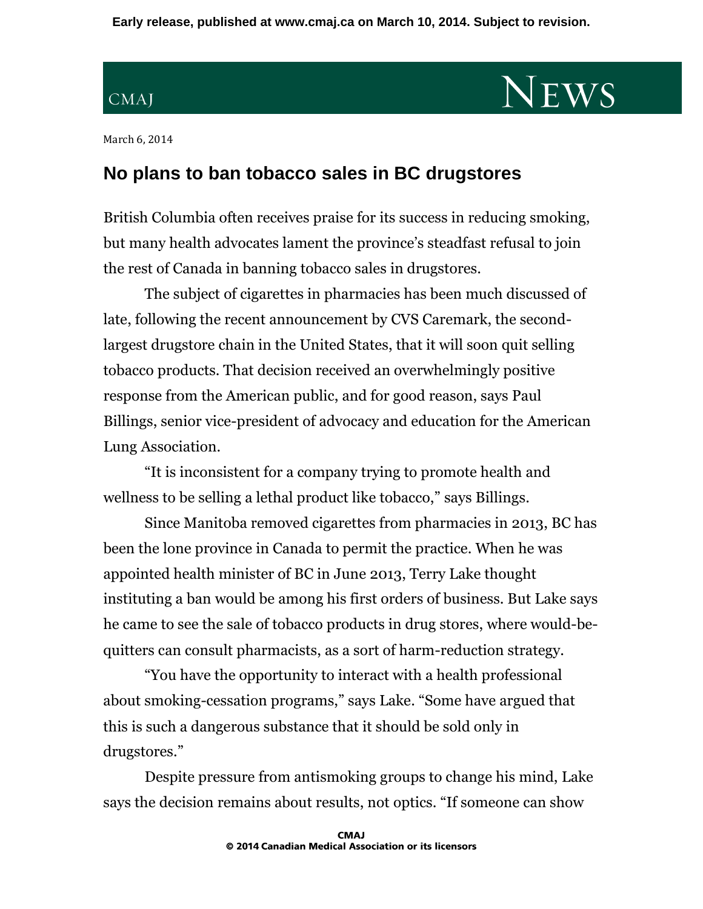March 6, 2014

# No plans to ban tobacco sales in BC drugstores

British Columbia often receives praise for its success in reducing smoking, but many health advocates lament the province's steadfast refusal to join the rest of Canada in banning tobacco sales in drugstores.

The subject of cigarettes in pharmacies has been much discussed of late, following the recent announcement by CVS Caremark, the second-largest drugstore chain in the United States, that it will soon quit selling tobacco products. That decision received an overwhelmingly positive response from the American public, and for good reason, says Paul Billings, senior vice-president of advocacy and education for the American Lung Association.

"It is inconsistent for a company trying to promote health and wellness to be selling a lethal product like tobacco," says Billings.

Since Manitoba removed cigarettes from pharmacies in 2013, BC has been the lone province in Canada to permit the practice. When he was appointed health minister of BC in June 2013, Terry Lake thought instituting a ban would be among his first orders of business. But Lake says he came to see the sale of tobacco products in drug stores, where would-be-quitters can consult pharmacists, as a sort of harm-reduction strategy.

"You have the opportunity to interact with a health professional about smoking-cessation programs," says Lake. "Some have argued that this is such a dangerous substance that it should be sold only in drugstores."

Despite pressure from antismoking groups to change his mind, Lake says the decision remains about results, not optics. "If someone can show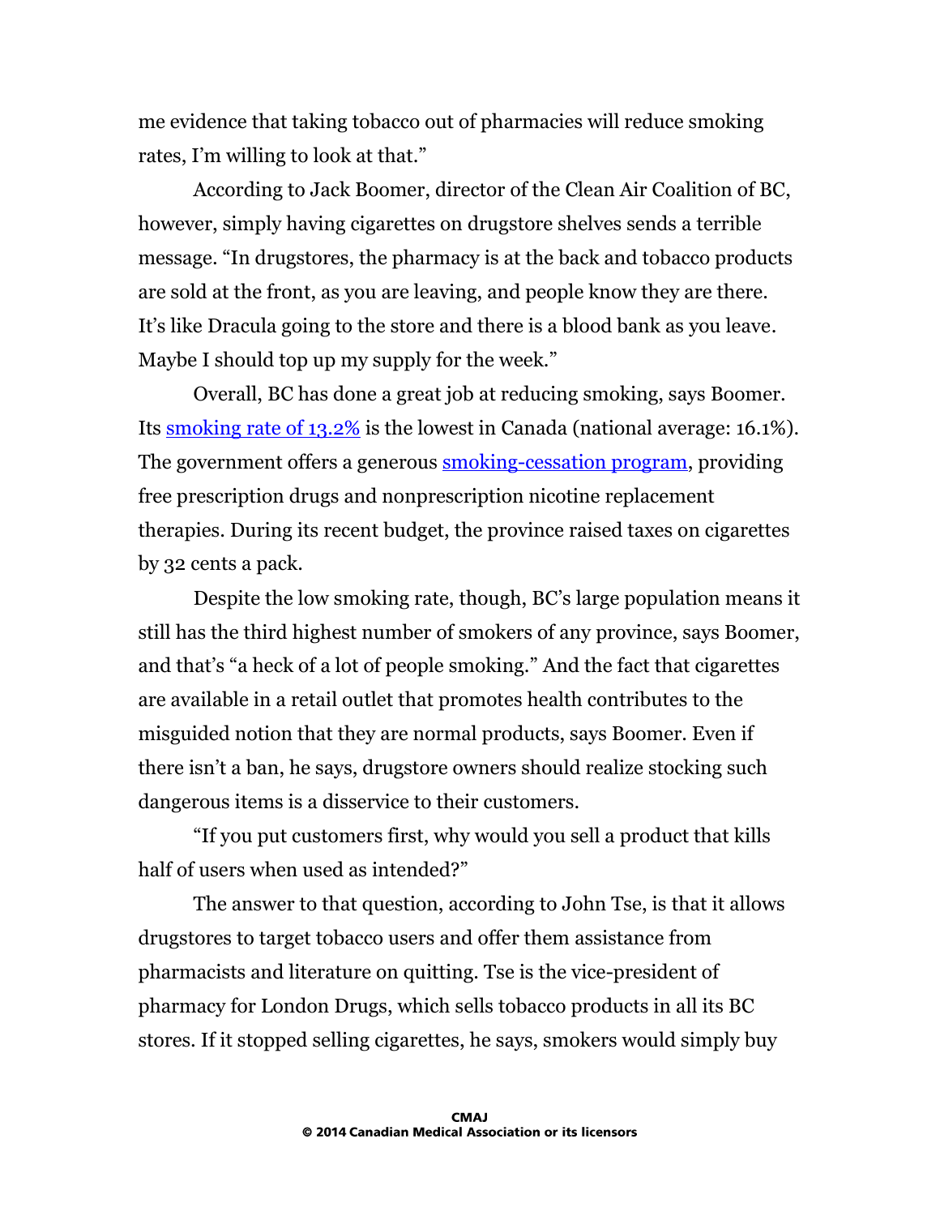me evidence that taking tobacco out of pharmacies will reduce smoking rates, I'm willing to look at that."

According to Jack Boomer, director of the Clean Air Coalition of BC, however, simply having cigarettes on drugstore shelves sends a terrible message. "In drugstores, the pharmacy is at the back and tobacco products are sold at the front, as you are leaving, and people know they are there. It's like Dracula going to the store and there is a blood bank as you leave. Maybe I should top up my supply for the week."

Overall, BC has done a great job at reducing smoking, says Boomer. Its smoking rate of 13.2% is the lowest in Canada (national average: 16.1%). The government offers a generous smoking-cessation program, providing free prescription drugs and nonprescription nicotine replacement therapies. During its recent budget, the province raised taxes on cigarettes by 32 cents a pack.

Despite the low smoking rate, though, BC's large population means it still has the third highest number of smokers of any province, says Boomer, and that's "a heck of a lot of people smoking." And the fact that cigarettes are available in a retail outlet that promotes health contributes to the misguided notion that they are normal products, says Boomer. Even if there isn't a ban, he says, drugstore owners should realize stocking such dangerous items is a disservice to their customers.

"If you put customers first, why would you sell a product that kills half of users when used as intended?"

The answer to that question, according to John Tse, is that it allows drugstores to target tobacco users and offer them assistance from pharmacists and literature on quitting. Tse is the vice-president of pharmacy for London Drugs, which sells tobacco products in all its BC stores. If it stopped selling cigarettes, he says, smokers would simply buy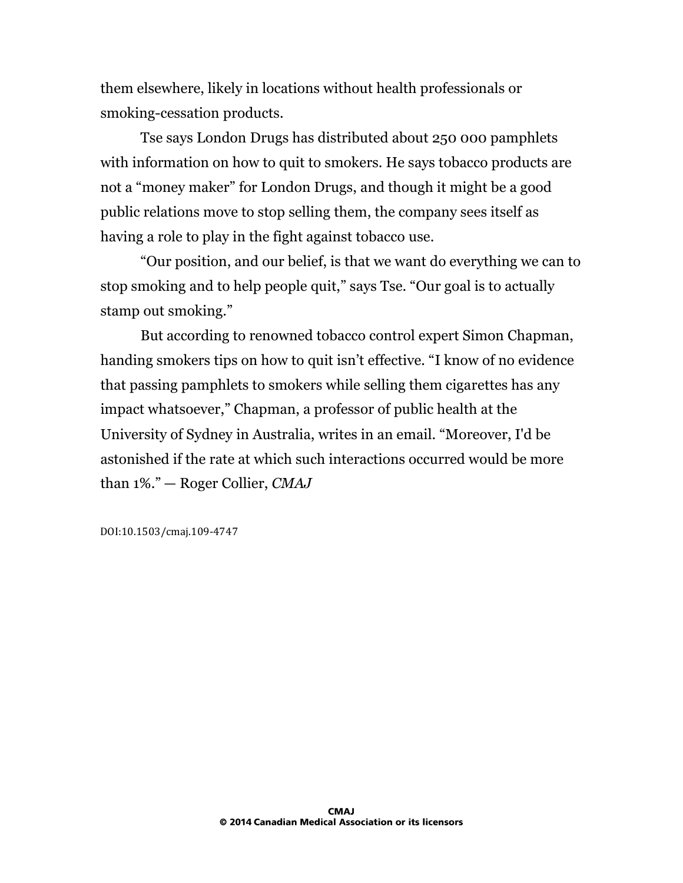them elsewhere, likely in locations without health professionals or smoking-cessation products.

Tse says London Drugs has distributed about 250 000 pamphlets with information on how to quit to smokers. He says tobacco products are not a "money maker" for London Drugs, and though it might be a good public relations move to stop selling them, the company sees itself as having a role to play in the fight against tobacco use.

"Our position, and our belief, is that we want do everything we can to stop smoking and to help people quit," says Tse. "Our goal is to actually stamp out smoking."

But according to renowned tobacco control expert Simon Chapman, handing smokers tips on how to quit isn't effective. "I know of no evidence that passing pamphlets to smokers while selling them cigarettes has any impact whatsoever," Chapman, a professor of public health at the University of Sydney in Australia, writes in an email. "Moreover, I'd be astonished if the rate at which such interactions occurred would be more than 1%." — Roger Collier, *CMAJ*

DOI:10.1503/cmaj.109-4747

**CMAJ**
**© 2014 Canadian Medical Association or its licensors**